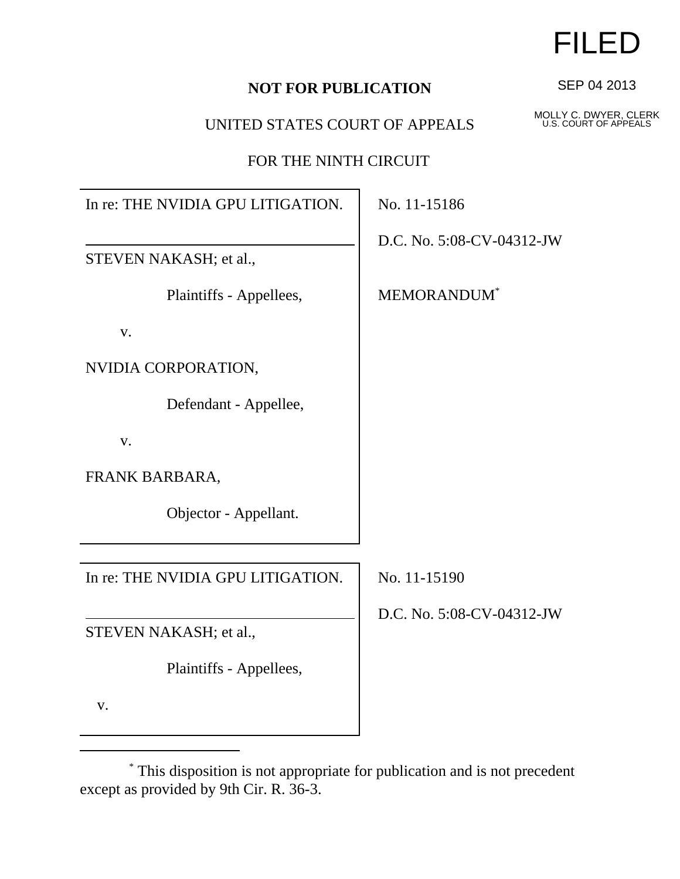FILED

SEP 04 2013

MOLLY C. DWYER, CLERK
U.S. COURT OF APPEALS

**NOT FOR PUBLICATION**

UNITED STATES COURT OF APPEALS

FOR THE NINTH CIRCUIT

In re: THE NVIDIA GPU LITIGATION.

---

STEVEN NAKASH; et al.,

Plaintiffs - Appellees,

v.

NVIDIA CORPORATION,

Defendant - Appellee,

v.

FRANK BARBARA,

Objector - Appellant.

No. 11-15186

D.C. No. 5:08-CV-04312-JW

MEMORANDUM[*]

In re: THE NVIDIA GPU LITIGATION.

---

STEVEN NAKASH; et al.,

Plaintiffs - Appellees,

v.

No. 11-15190

D.C. No. 5:08-CV-04312-JW

---

[*] This disposition is not appropriate for publication and is not precedent except as provided by 9th Cir. R. 36-3.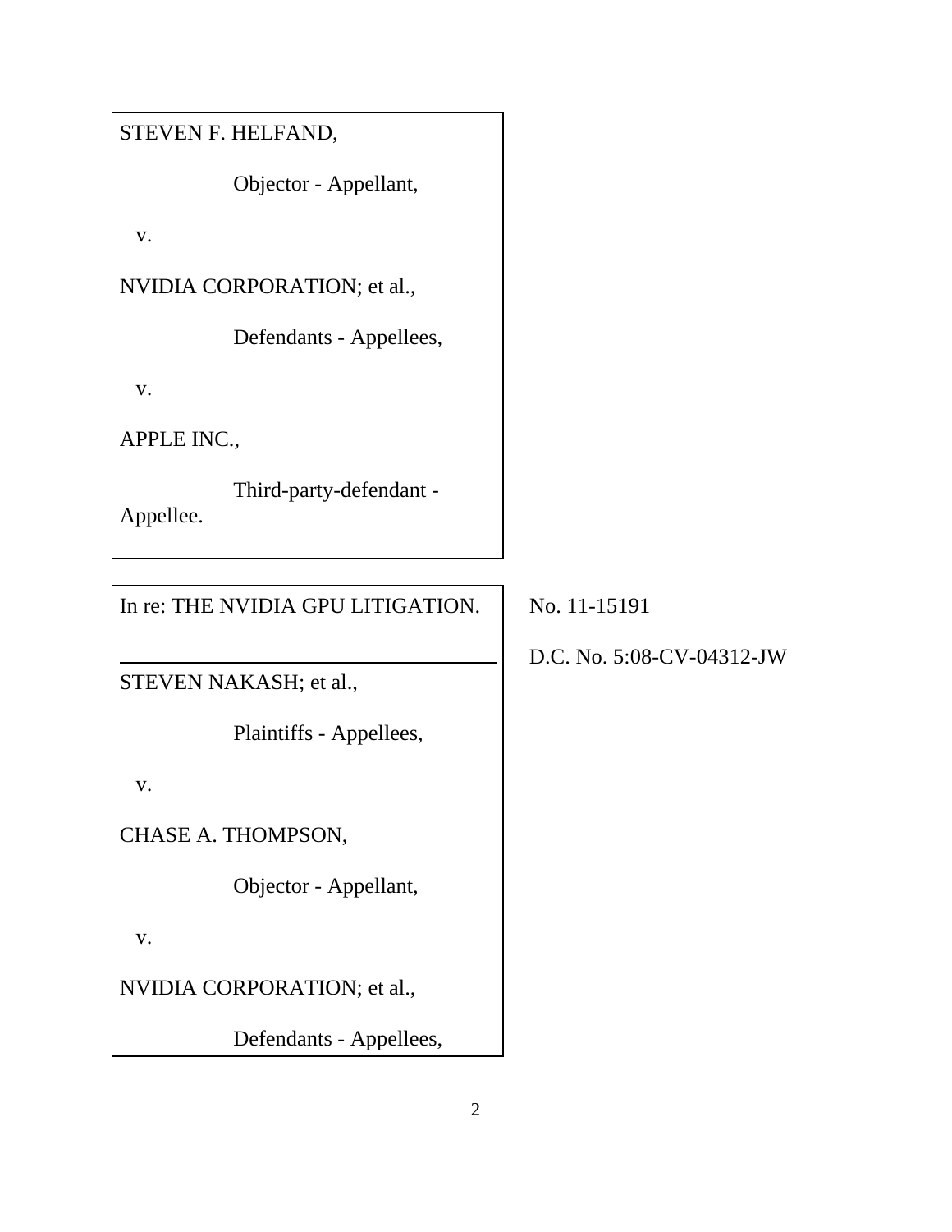STEVEN F. HELFAND,

Objector - Appellant,

v.

NVIDIA CORPORATION; et al.,

Defendants - Appellees,

v.

APPLE INC.,

Third-party-defendant - Appellee.

---

In re: THE NVIDIA GPU LITIGATION.

No. 11-15191

D.C. No. 5:08-CV-04312-JW

---

STEVEN NAKASH; et al.,

Plaintiffs - Appellees,

v.

CHASE A. THOMPSON,

Objector - Appellant,

v.

NVIDIA CORPORATION; et al.,

Defendants - Appellees,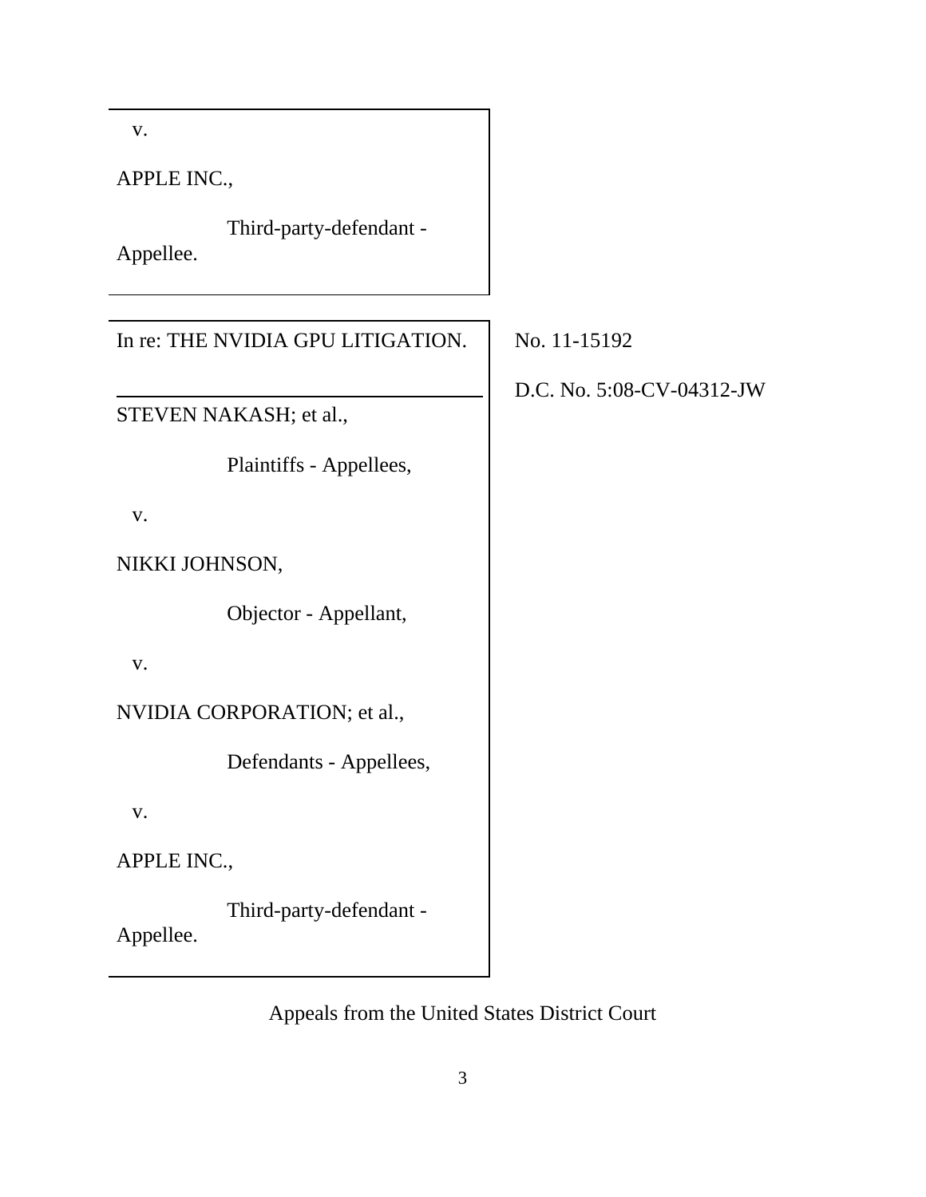v.

APPLE INC.,

Third-party-defendant - Appellee.

---

In re: THE NVIDIA GPU LITIGATION.

No. 11-15192

D.C. No. 5:08-CV-04312-JW

---

STEVEN NAKASH; et al.,

Plaintiffs - Appellees,

v.

NIKKI JOHNSON,

Objector - Appellant,

v.

NVIDIA CORPORATION; et al.,

Defendants - Appellees,

v.

APPLE INC.,

Third-party-defendant - Appellee.

---

Appeals from the United States District Court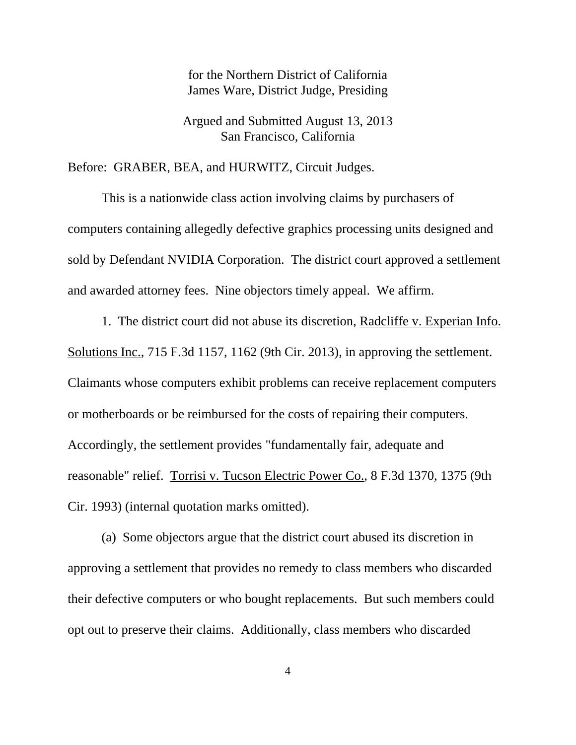for the Northern District of California
James Ware, District Judge, Presiding

Argued and Submitted August 13, 2013
San Francisco, California

Before: GRABER, BEA, and HURWITZ, Circuit Judges.

This is a nationwide class action involving claims by purchasers of computers containing allegedly defective graphics processing units designed and sold by Defendant NVIDIA Corporation. The district court approved a settlement and awarded attorney fees. Nine objectors timely appeal. We affirm.

1. The district court did not abuse its discretion, Radcliffe v. Experian Info. Solutions Inc., 715 F.3d 1157, 1162 (9th Cir. 2013), in approving the settlement. Claimants whose computers exhibit problems can receive replacement computers or motherboards or be reimbursed for the costs of repairing their computers. Accordingly, the settlement provides "fundamentally fair, adequate and reasonable" relief. Torrisi v. Tucson Electric Power Co., 8 F.3d 1370, 1375 (9th Cir. 1993) (internal quotation marks omitted).

(a) Some objectors argue that the district court abused its discretion in approving a settlement that provides no remedy to class members who discarded their defective computers or who bought replacements. But such members could opt out to preserve their claims. Additionally, class members who discarded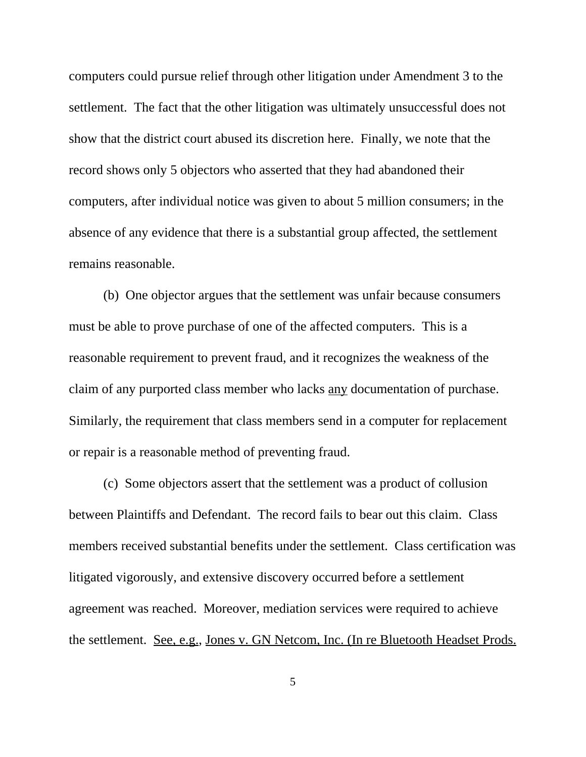computers could pursue relief through other litigation under Amendment 3 to the settlement. The fact that the other litigation was ultimately unsuccessful does not show that the district court abused its discretion here. Finally, we note that the record shows only 5 objectors who asserted that they had abandoned their computers, after individual notice was given to about 5 million consumers; in the absence of any evidence that there is a substantial group affected, the settlement remains reasonable.

(b) One objector argues that the settlement was unfair because consumers must be able to prove purchase of one of the affected computers. This is a reasonable requirement to prevent fraud, and it recognizes the weakness of the claim of any purported class member who lacks <u>any</u> documentation of purchase. Similarly, the requirement that class members send in a computer for replacement or repair is a reasonable method of preventing fraud.

(c) Some objectors assert that the settlement was a product of collusion between Plaintiffs and Defendant. The record fails to bear out this claim. Class members received substantial benefits under the settlement. Class certification was litigated vigorously, and extensive discovery occurred before a settlement agreement was reached. Moreover, mediation services were required to achieve the settlement. <u>See, e.g.</u>, <u>Jones v. GN Netcom, Inc. (In re Bluetooth Headset Prods.</u>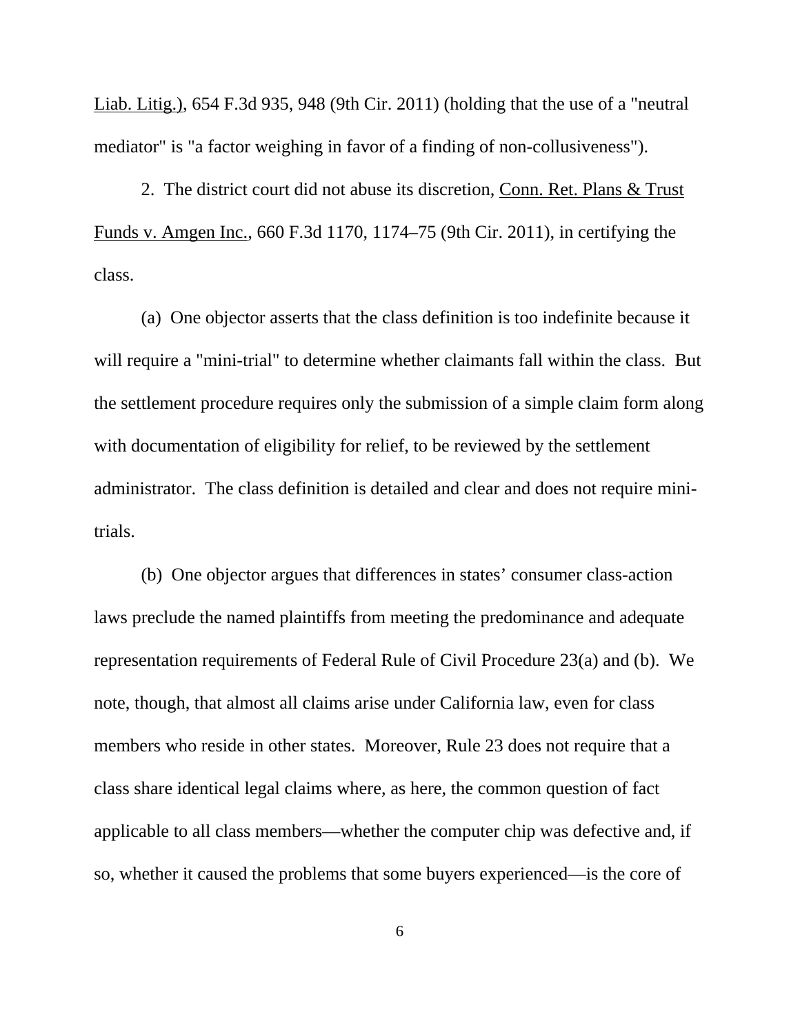Liab. Litig.), 654 F.3d 935, 948 (9th Cir. 2011) (holding that the use of a "neutral mediator" is "a factor weighing in favor of a finding of non-collusiveness").

2. The district court did not abuse its discretion, Conn. Ret. Plans & Trust Funds v. Amgen Inc., 660 F.3d 1170, 1174–75 (9th Cir. 2011), in certifying the class.

(a) One objector asserts that the class definition is too indefinite because it will require a "mini-trial" to determine whether claimants fall within the class. But the settlement procedure requires only the submission of a simple claim form along with documentation of eligibility for relief, to be reviewed by the settlement administrator. The class definition is detailed and clear and does not require mini-trials.

(b) One objector argues that differences in states' consumer class-action laws preclude the named plaintiffs from meeting the predominance and adequate representation requirements of Federal Rule of Civil Procedure 23(a) and (b). We note, though, that almost all claims arise under California law, even for class members who reside in other states. Moreover, Rule 23 does not require that a class share identical legal claims where, as here, the common question of fact applicable to all class members—whether the computer chip was defective and, if so, whether it caused the problems that some buyers experienced—is the core of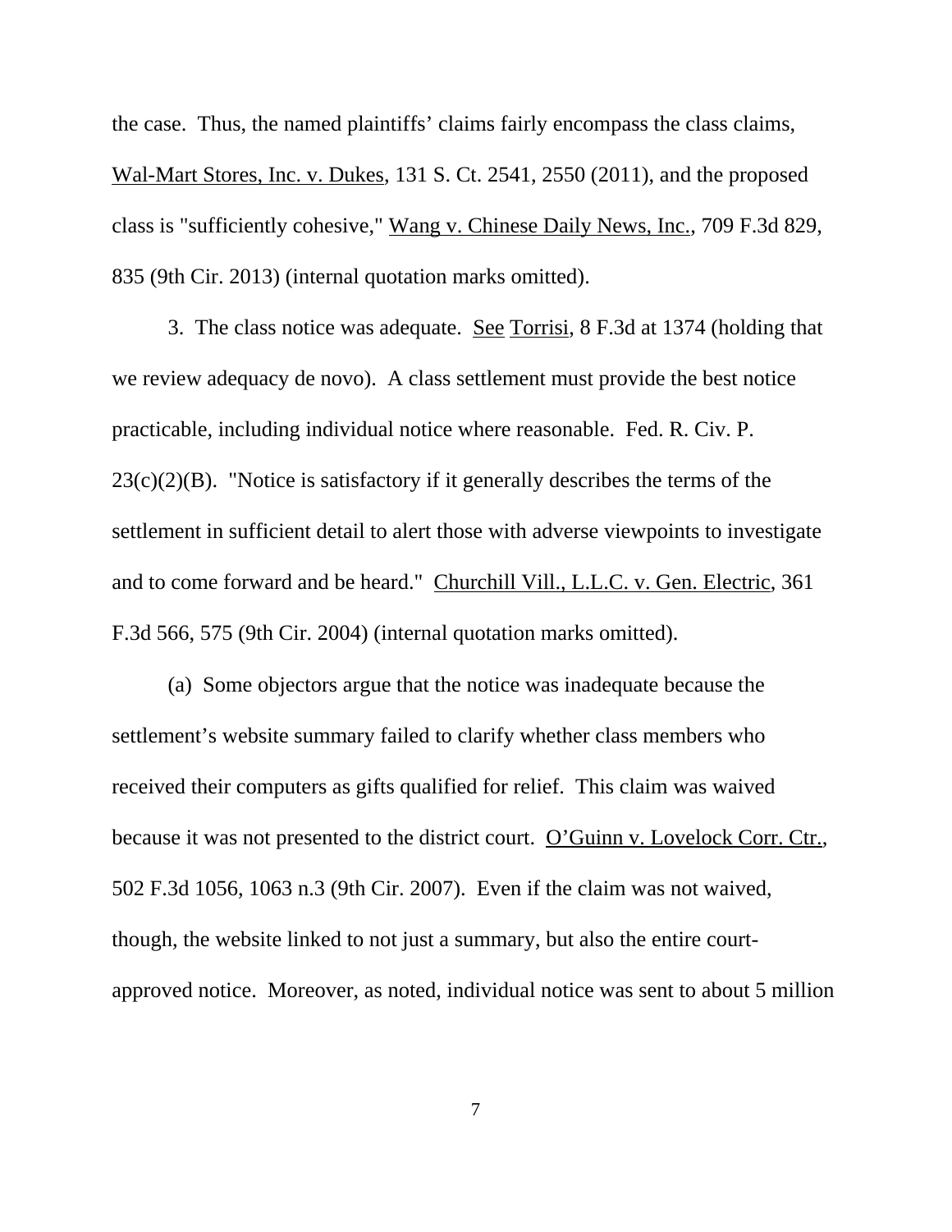the case. Thus, the named plaintiffs' claims fairly encompass the class claims, Wal-Mart Stores, Inc. v. Dukes, 131 S. Ct. 2541, 2550 (2011), and the proposed class is "sufficiently cohesive," Wang v. Chinese Daily News, Inc., 709 F.3d 829, 835 (9th Cir. 2013) (internal quotation marks omitted).

3. The class notice was adequate. See Torrisi, 8 F.3d at 1374 (holding that we review adequacy de novo). A class settlement must provide the best notice practicable, including individual notice where reasonable. Fed. R. Civ. P. 23(c)(2)(B). "Notice is satisfactory if it generally describes the terms of the settlement in sufficient detail to alert those with adverse viewpoints to investigate and to come forward and be heard." Churchill Vill., L.L.C. v. Gen. Electric, 361 F.3d 566, 575 (9th Cir. 2004) (internal quotation marks omitted).

(a) Some objectors argue that the notice was inadequate because the settlement's website summary failed to clarify whether class members who received their computers as gifts qualified for relief. This claim was waived because it was not presented to the district court. O'Guinn v. Lovelock Corr. Ctr., 502 F.3d 1056, 1063 n.3 (9th Cir. 2007). Even if the claim was not waived, though, the website linked to not just a summary, but also the entire court-approved notice. Moreover, as noted, individual notice was sent to about 5 million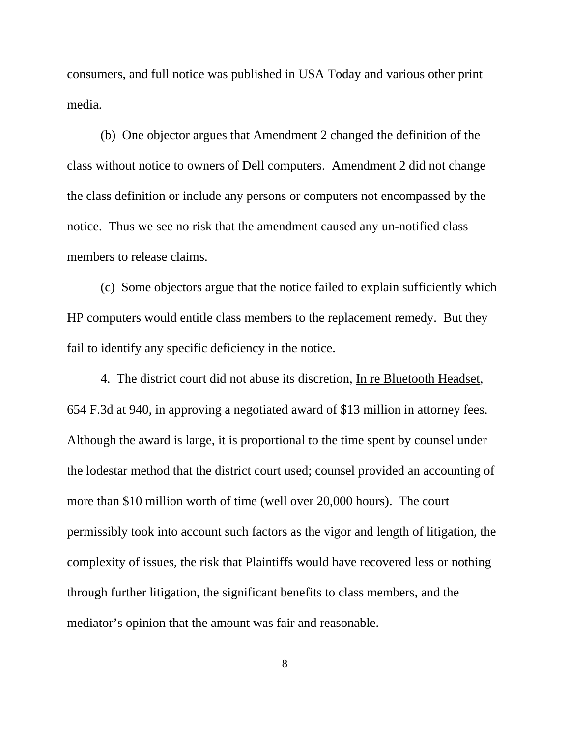consumers, and full notice was published in USA Today and various other print media.

(b) One objector argues that Amendment 2 changed the definition of the class without notice to owners of Dell computers. Amendment 2 did not change the class definition or include any persons or computers not encompassed by the notice. Thus we see no risk that the amendment caused any un-notified class members to release claims.

(c) Some objectors argue that the notice failed to explain sufficiently which HP computers would entitle class members to the replacement remedy. But they fail to identify any specific deficiency in the notice.

4. The district court did not abuse its discretion, In re Bluetooth Headset, 654 F.3d at 940, in approving a negotiated award of $13 million in attorney fees. Although the award is large, it is proportional to the time spent by counsel under the lodestar method that the district court used; counsel provided an accounting of more than $10 million worth of time (well over 20,000 hours). The court permissibly took into account such factors as the vigor and length of litigation, the complexity of issues, the risk that Plaintiffs would have recovered less or nothing through further litigation, the significant benefits to class members, and the mediator's opinion that the amount was fair and reasonable.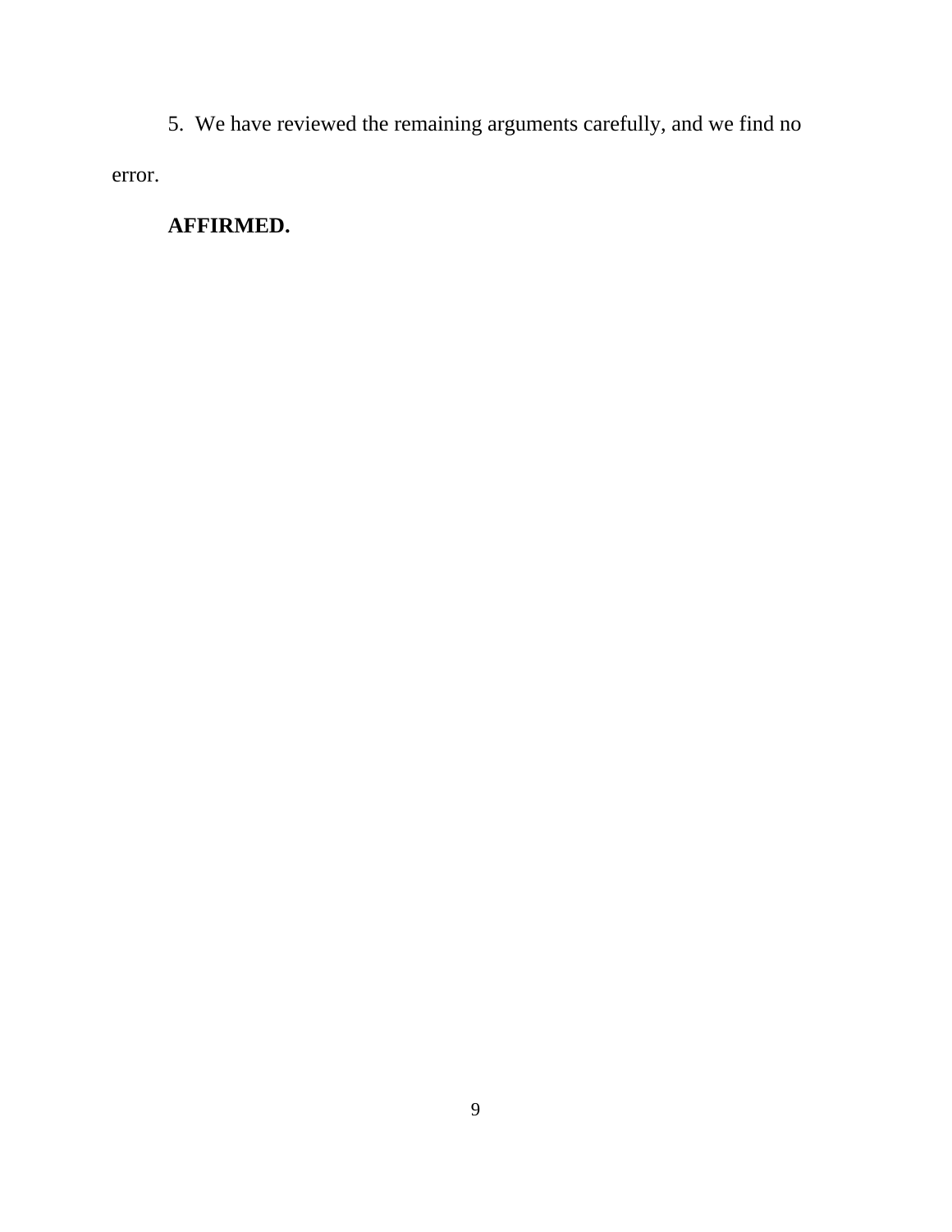5. We have reviewed the remaining arguments carefully, and we find no error.

**AFFIRMED.**